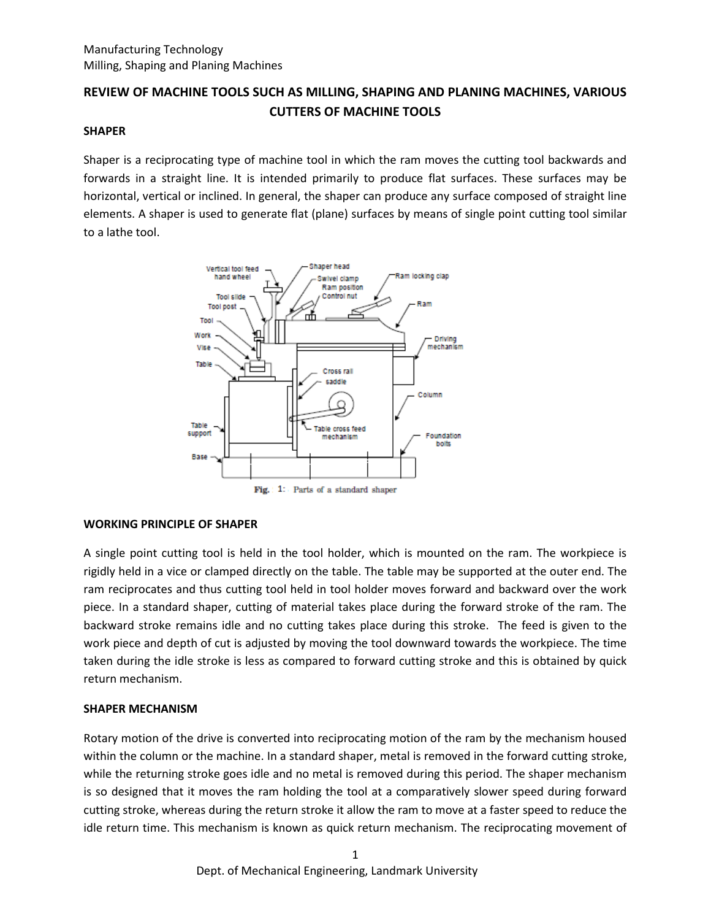# REVIEW OF MACHINE TOOLS SUCH AS MILLING, SHAPING AND PLANING MACHINES, VARIOUS CUTTERS OF MACHINE TOOLS

## SHAPER

Shaper is a reciprocating type of machine tool in which the ram moves the cutting tool backwards and forwards in a straight line. It is intended primarily to produce flat surfaces. These surfaces may be horizontal, vertical or inclined. In general, the shaper can produce any surface composed of straight line elements. A shaper is used to generate flat (plane) surfaces by means of single point cutting tool similar to a lathe tool.

Fig. 1: Parts of a standard shaper

## WORKING PRINCIPLE OF SHAPER

A single point cutting tool is held in the tool holder, which is mounted on the ram. The workpiece is rigidly held in a vice or clamped directly on the table. The table may be supported at the outer end. The ram reciprocates and thus cutting tool held in tool holder moves forward and backward over the work piece. In a standard shaper, cutting of material takes place during the forward stroke of the ram. The backward stroke remains idle and no cutting takes place during this stroke. The feed is given to the work piece and depth of cut is adjusted by moving the tool downward towards the workpiece. The time taken during the idle stroke is less as compared to forward cutting stroke and this is obtained by quick return mechanism.

## SHAPER MECHANISM

Rotary motion of the drive is converted into reciprocating motion of the ram by the mechanism housed within the column or the machine. In a standard shaper, metal is removed in the forward cutting stroke, while the returning stroke goes idle and no metal is removed during this period. The shaper mechanism is so designed that it moves the ram holding the tool at a comparatively slower speed during forward cutting stroke, whereas during the return stroke it allow the ram to move at a faster speed to reduce the idle return time. This mechanism is known as quick return mechanism. The reciprocating movement of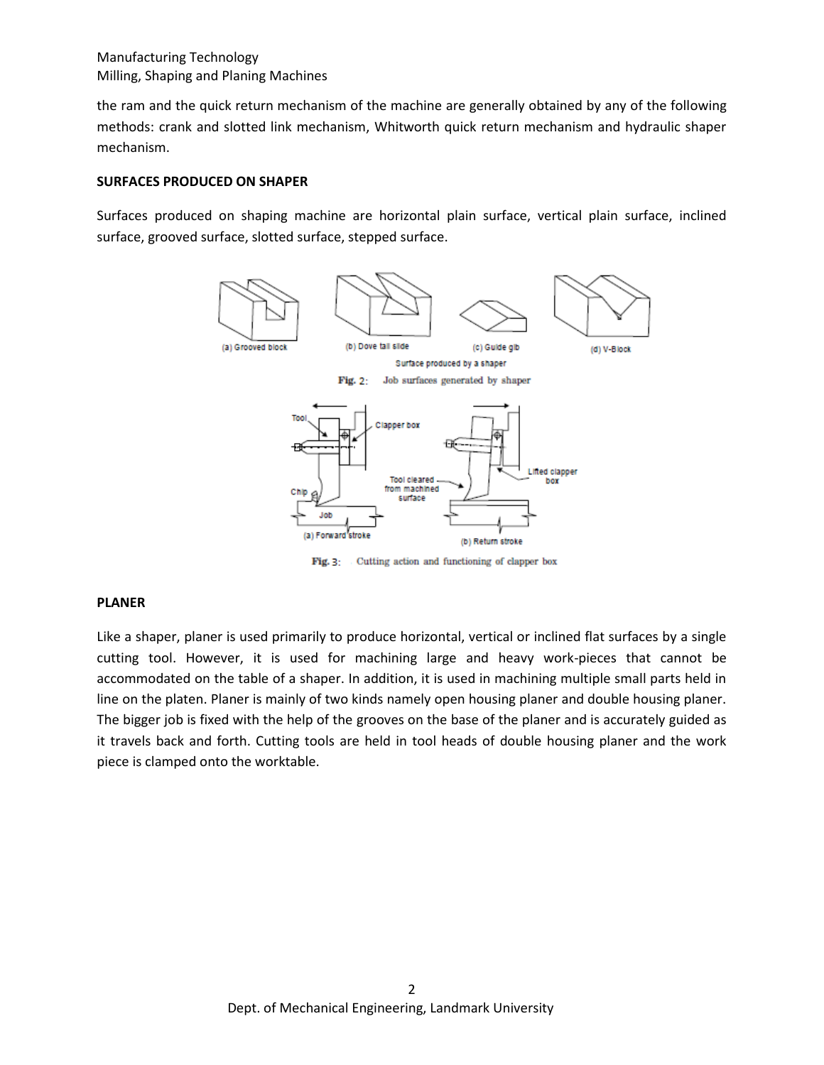the ram and the quick return mechanism of the machine are generally obtained by any of the following methods: crank and slotted link mechanism, Whitworth quick return mechanism and hydraulic shaper mechanism.

**SURFACES PRODUCED ON SHAPER**

Surfaces produced on shaping machine are horizontal plain surface, vertical plain surface, inclined surface, grooved surface, slotted surface, stepped surface.

(a) Grooved block (b) Dove tail slide (c) Guide gib (d) V-Block

Surface produced by a shaper

**Fig. 2:** Job surfaces generated by shaper

(a) Forward stroke (b) Return stroke

**Fig. 3:** Cutting action and functioning of clapper box

**PLANER**

Like a shaper, planer is used primarily to produce horizontal, vertical or inclined flat surfaces by a single cutting tool. However, it is used for machining large and heavy work-pieces that cannot be accommodated on the table of a shaper. In addition, it is used in machining multiple small parts held in line on the platen. Planer is mainly of two kinds namely open housing planer and double housing planer. The bigger job is fixed with the help of the grooves on the base of the planer and is accurately guided as it travels back and forth. Cutting tools are held in tool heads of double housing planer and the work piece is clamped onto the worktable.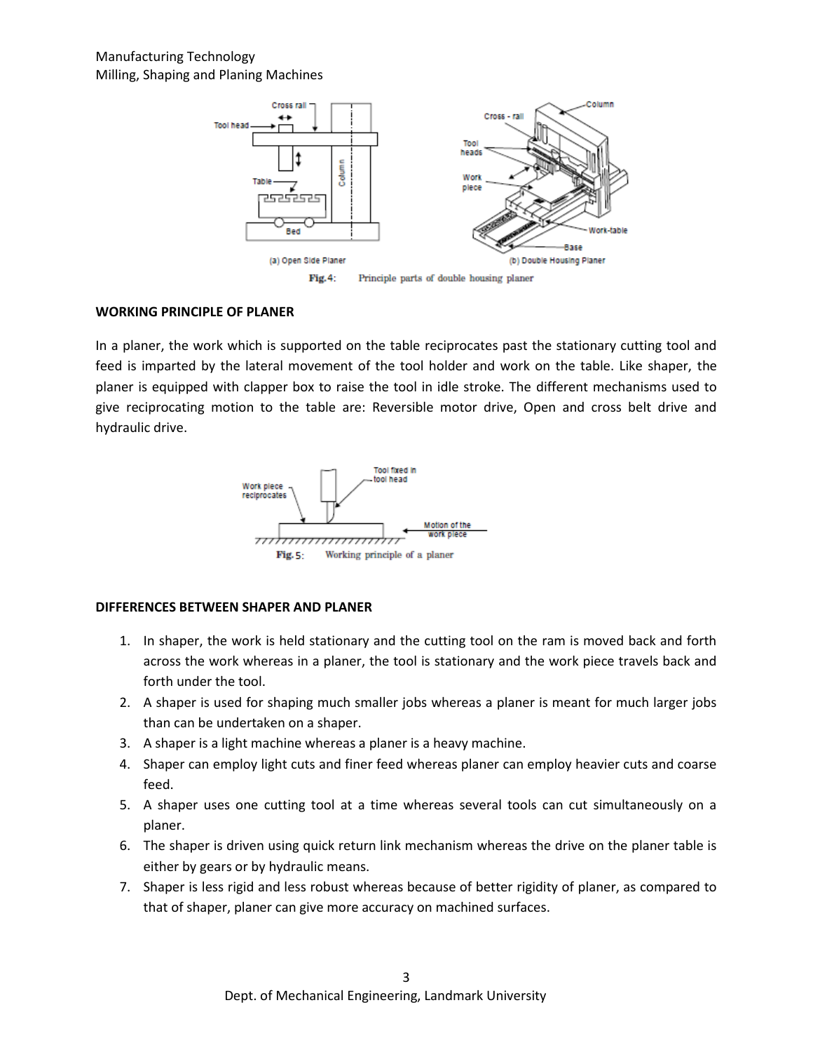(a) Open Side Planer

(b) Double Housing Planer

**Fig.4:** Principle parts of double housing planer

## WORKING PRINCIPLE OF PLANER

In a planer, the work which is supported on the table reciprocates past the stationary cutting tool and feed is imparted by the lateral movement of the tool holder and work on the table. Like shaper, the planer is equipped with clapper box to raise the tool in idle stroke. The different mechanisms used to give reciprocating motion to the table are: Reversible motor drive, Open and cross belt drive and hydraulic drive.

**Fig.5:** Working principle of a planer

## DIFFERENCES BETWEEN SHAPER AND PLANER

1. In shaper, the work is held stationary and the cutting tool on the ram is moved back and forth across the work whereas in a planer, the tool is stationary and the work piece travels back and forth under the tool.
2. A shaper is used for shaping much smaller jobs whereas a planer is meant for much larger jobs than can be undertaken on a shaper.
3. A shaper is a light machine whereas a planer is a heavy machine.
4. Shaper can employ light cuts and finer feed whereas planer can employ heavier cuts and coarse feed.
5. A shaper uses one cutting tool at a time whereas several tools can cut simultaneously on a planer.
6. The shaper is driven using quick return link mechanism whereas the drive on the planer table is either by gears or by hydraulic means.
7. Shaper is less rigid and less robust whereas because of better rigidity of planer, as compared to that of shaper, planer can give more accuracy on machined surfaces.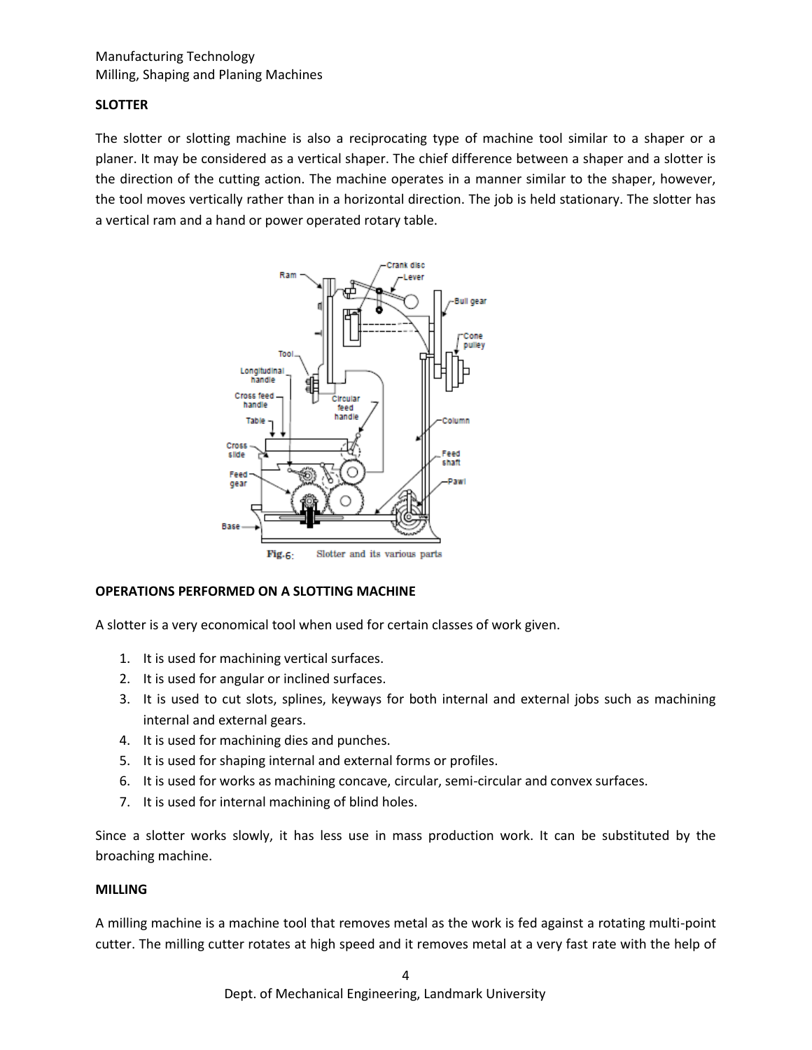## SLOTTER

The slotter or slotting machine is also a reciprocating type of machine tool similar to a shaper or a planer. It may be considered as a vertical shaper. The chief difference between a shaper and a slotter is the direction of the cutting action. The machine operates in a manner similar to the shaper, however, the tool moves vertically rather than in a horizontal direction. The job is held stationary. The slotter has a vertical ram and a hand or power operated rotary table.

Fig.6: Slotter and its various parts

## OPERATIONS PERFORMED ON A SLOTTING MACHINE

A slotter is a very economical tool when used for certain classes of work given.

1. It is used for machining vertical surfaces.
2. It is used for angular or inclined surfaces.
3. It is used to cut slots, splines, keyways for both internal and external jobs such as machining internal and external gears.
4. It is used for machining dies and punches.
5. It is used for shaping internal and external forms or profiles.
6. It is used for works as machining concave, circular, semi-circular and convex surfaces.
7. It is used for internal machining of blind holes.

Since a slotter works slowly, it has less use in mass production work. It can be substituted by the broaching machine.

## MILLING

A milling machine is a machine tool that removes metal as the work is fed against a rotating multi-point cutter. The milling cutter rotates at high speed and it removes metal at a very fast rate with the help of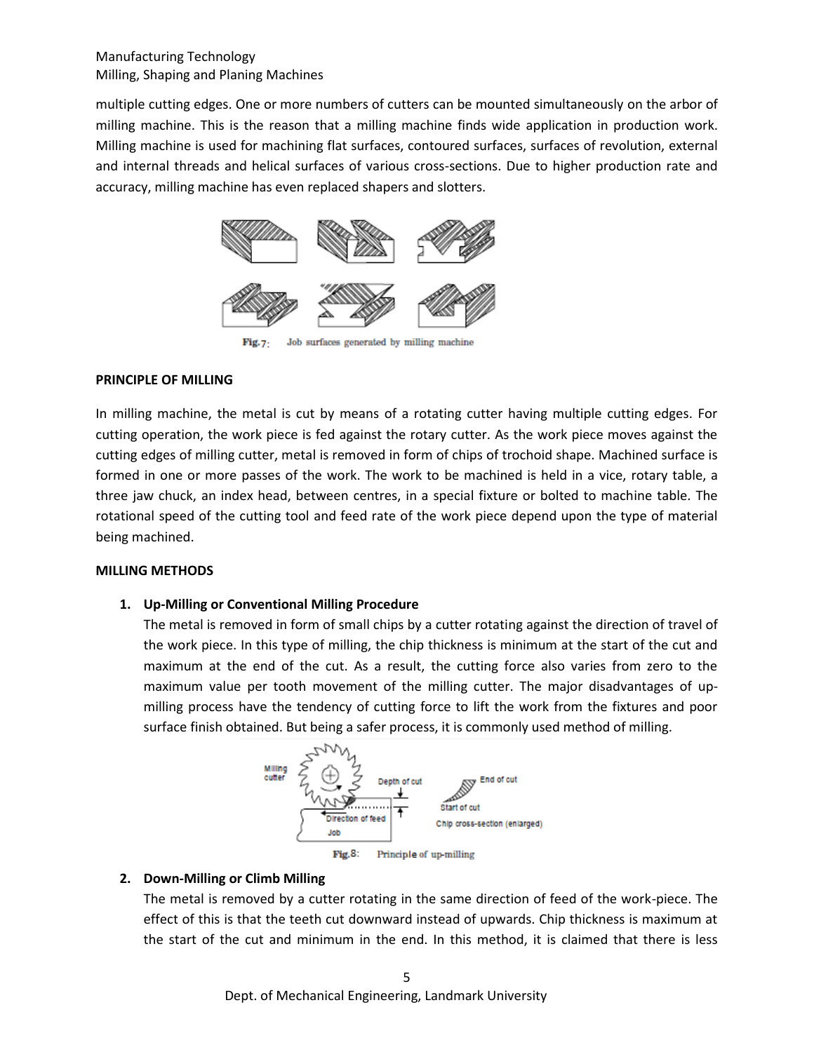multiple cutting edges. One or more numbers of cutters can be mounted simultaneously on the arbor of milling machine. This is the reason that a milling machine finds wide application in production work. Milling machine is used for machining flat surfaces, contoured surfaces, surfaces of revolution, external and internal threads and helical surfaces of various cross-sections. Due to higher production rate and accuracy, milling machine has even replaced shapers and slotters.

Fig.7: Job surfaces generated by milling machine

**PRINCIPLE OF MILLING**

In milling machine, the metal is cut by means of a rotating cutter having multiple cutting edges. For cutting operation, the work piece is fed against the rotary cutter. As the work piece moves against the cutting edges of milling cutter, metal is removed in form of chips of trochoid shape. Machined surface is formed in one or more passes of the work. The work to be machined is held in a vice, rotary table, a three jaw chuck, an index head, between centres, in a special fixture or bolted to machine table. The rotational speed of the cutting tool and feed rate of the work piece depend upon the type of material being machined.

**MILLING METHODS**

1. **Up-Milling or Conventional Milling Procedure**

   The metal is removed in form of small chips by a cutter rotating against the direction of travel of the work piece. In this type of milling, the chip thickness is minimum at the start of the cut and maximum at the end of the cut. As a result, the cutting force also varies from zero to the maximum value per tooth movement of the milling cutter. The major disadvantages of up-milling process have the tendency of cutting force to lift the work from the fixtures and poor surface finish obtained. But being a safer process, it is commonly used method of milling.

   Fig.8: Principle of up-milling

2. **Down-Milling or Climb Milling**

   The metal is removed by a cutter rotating in the same direction of feed of the work-piece. The effect of this is that the teeth cut downward instead of upwards. Chip thickness is maximum at the start of the cut and minimum in the end. In this method, it is claimed that there is less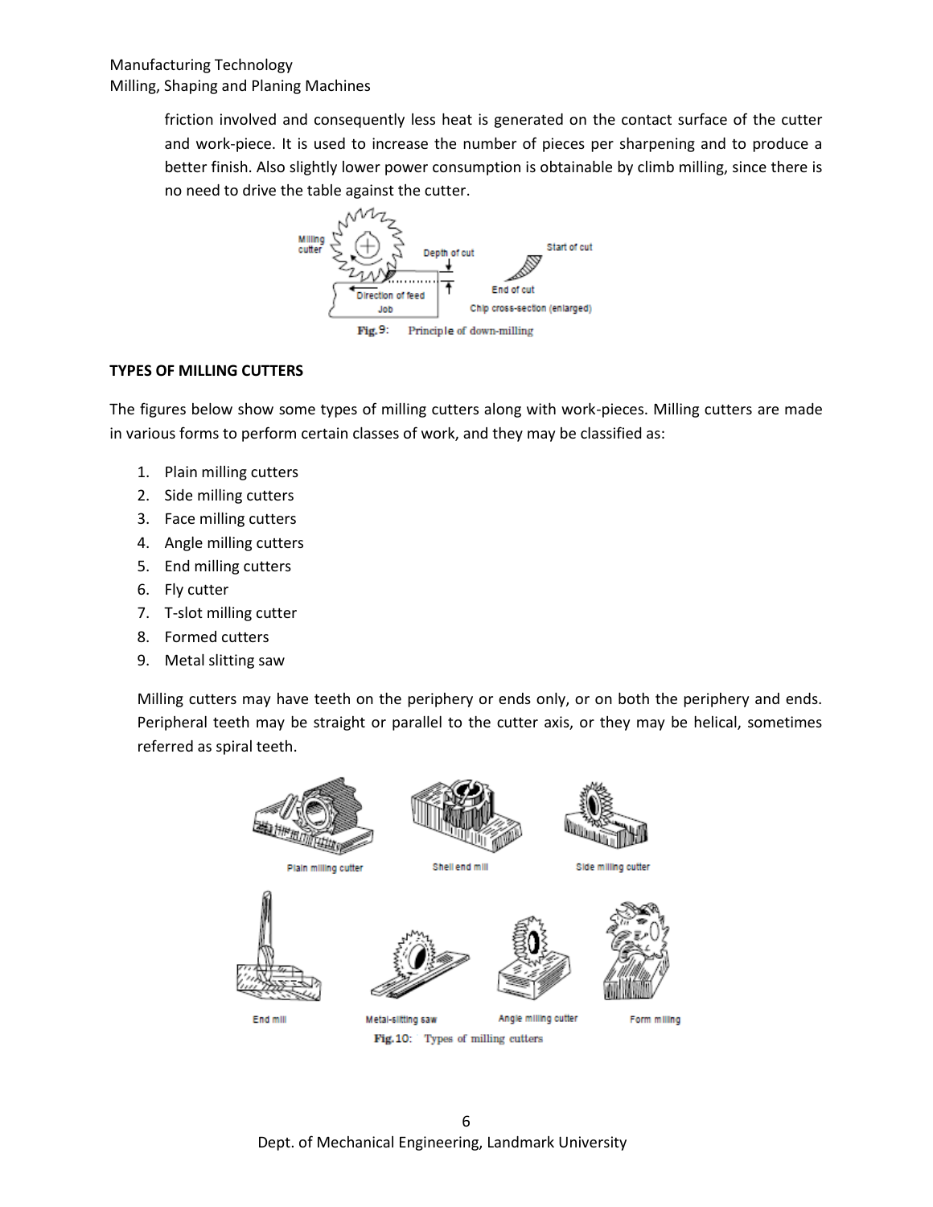friction involved and consequently less heat is generated on the contact surface of the cutter and work-piece. It is used to increase the number of pieces per sharpening and to produce a better finish. Also slightly lower power consumption is obtainable by climb milling, since there is no need to drive the table against the cutter.

Fig. 9: Principle of down-milling

**TYPES OF MILLING CUTTERS**

The figures below show some types of milling cutters along with work-pieces. Milling cutters are made in various forms to perform certain classes of work, and they may be classified as:

1. Plain milling cutters
2. Side milling cutters
3. Face milling cutters
4. Angle milling cutters
5. End milling cutters
6. Fly cutter
7. T-slot milling cutter
8. Formed cutters
9. Metal slitting saw

Milling cutters may have teeth on the periphery or ends only, or on both the periphery and ends. Peripheral teeth may be straight or parallel to the cutter axis, or they may be helical, sometimes referred as spiral teeth.

Fig. 10: Types of milling cutters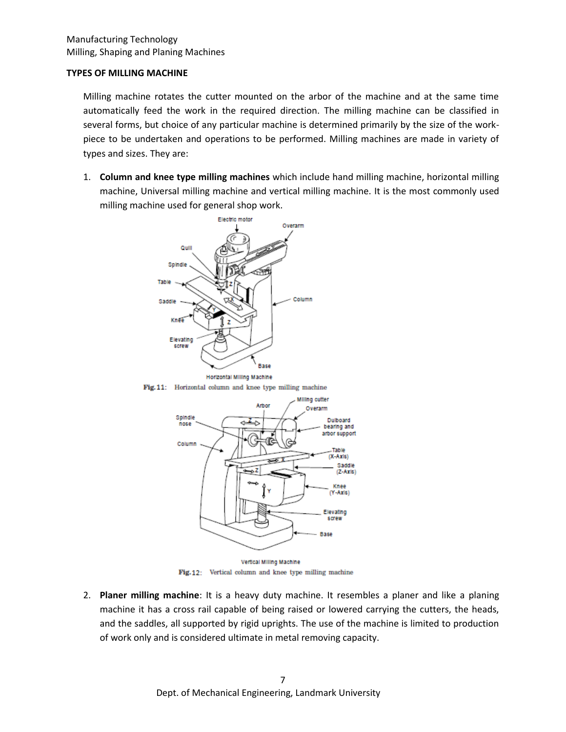## TYPES OF MILLING MACHINE

Milling machine rotates the cutter mounted on the arbor of the machine and at the same time automatically feed the work in the required direction. The milling machine can be classified in several forms, but choice of any particular machine is determined primarily by the size of the work-piece to be undertaken and operations to be performed. Milling machines are made in variety of types and sizes. They are:

1. **Column and knee type milling machines** which include hand milling machine, horizontal milling machine, Universal milling machine and vertical milling machine. It is the most commonly used milling machine used for general shop work.

Fig.11: Horizontal column and knee type milling machine

Fig.12: Vertical column and knee type milling machine

2. **Planer milling machine**: It is a heavy duty machine. It resembles a planer and like a planing machine it has a cross rail capable of being raised or lowered carrying the cutters, the heads, and the saddles, all supported by rigid uprights. The use of the machine is limited to production of work only and is considered ultimate in metal removing capacity.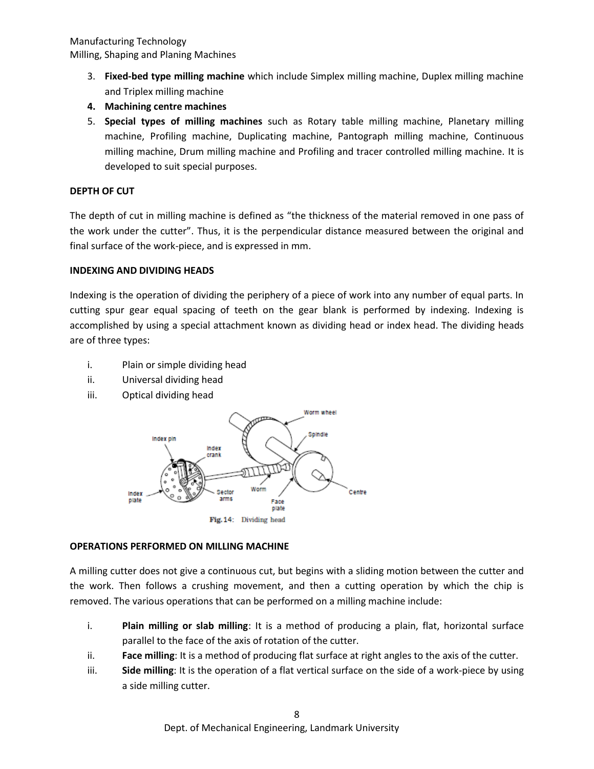3. **Fixed-bed type milling machine** which include Simplex milling machine, Duplex milling machine and Triplex milling machine
4. **Machining centre machines**
5. **Special types of milling machines** such as Rotary table milling machine, Planetary milling machine, Profiling machine, Duplicating machine, Pantograph milling machine, Continuous milling machine, Drum milling machine and Profiling and tracer controlled milling machine. It is developed to suit special purposes.

**DEPTH OF CUT**

The depth of cut in milling machine is defined as "the thickness of the material removed in one pass of the work under the cutter". Thus, it is the perpendicular distance measured between the original and final surface of the work-piece, and is expressed in mm.

**INDEXING AND DIVIDING HEADS**

Indexing is the operation of dividing the periphery of a piece of work into any number of equal parts. In cutting spur gear equal spacing of teeth on the gear blank is performed by indexing. Indexing is accomplished by using a special attachment known as dividing head or index head. The dividing heads are of three types:

i. Plain or simple dividing head
ii. Universal dividing head
iii. Optical dividing head

Fig. 14: Dividing head

**OPERATIONS PERFORMED ON MILLING MACHINE**

A milling cutter does not give a continuous cut, but begins with a sliding motion between the cutter and the work. Then follows a crushing movement, and then a cutting operation by which the chip is removed. The various operations that can be performed on a milling machine include:

i. **Plain milling or slab milling**: It is a method of producing a plain, flat, horizontal surface parallel to the face of the axis of rotation of the cutter.
ii. **Face milling**: It is a method of producing flat surface at right angles to the axis of the cutter.
iii. **Side milling**: It is the operation of a flat vertical surface on the side of a work-piece by using a side milling cutter.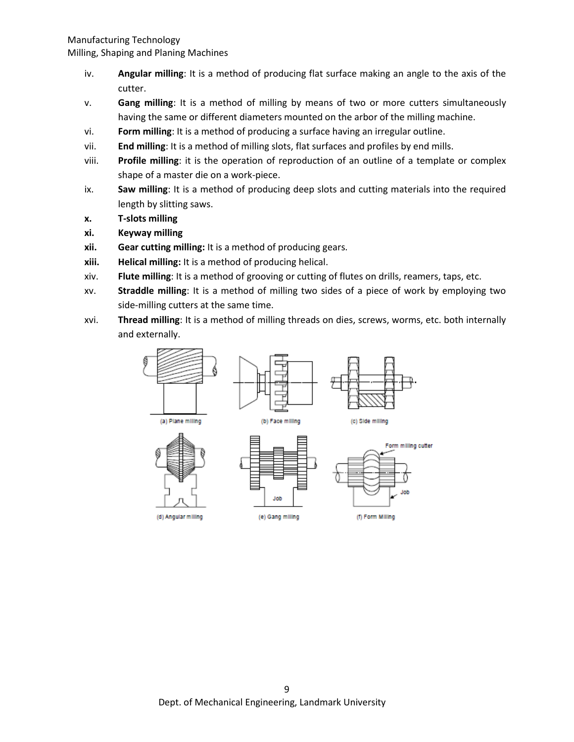iv. **Angular milling**: It is a method of producing flat surface making an angle to the axis of the cutter.

v. **Gang milling**: It is a method of milling by means of two or more cutters simultaneously having the same or different diameters mounted on the arbor of the milling machine.

vi. **Form milling**: It is a method of producing a surface having an irregular outline.

vii. **End milling**: It is a method of milling slots, flat surfaces and profiles by end mills.

viii. **Profile milling**: it is the operation of reproduction of an outline of a template or complex shape of a master die on a work-piece.

ix. **Saw milling**: It is a method of producing deep slots and cutting materials into the required length by slitting saws.

**x. T-slots milling**

**xi. Keyway milling**

**xii. Gear cutting milling:** It is a method of producing gears.

**xiii. Helical milling:** It is a method of producing helical.

xiv. **Flute milling**: It is a method of grooving or cutting of flutes on drills, reamers, taps, etc.

xv. **Straddle milling**: It is a method of milling two sides of a piece of work by employing two side-milling cutters at the same time.

xvi. **Thread milling**: It is a method of milling threads on dies, screws, worms, etc. both internally and externally.

(a) Plane milling

(b) Face milling

(c) Side milling

(d) Angular milling

(e) Gang milling

(f) Form Milling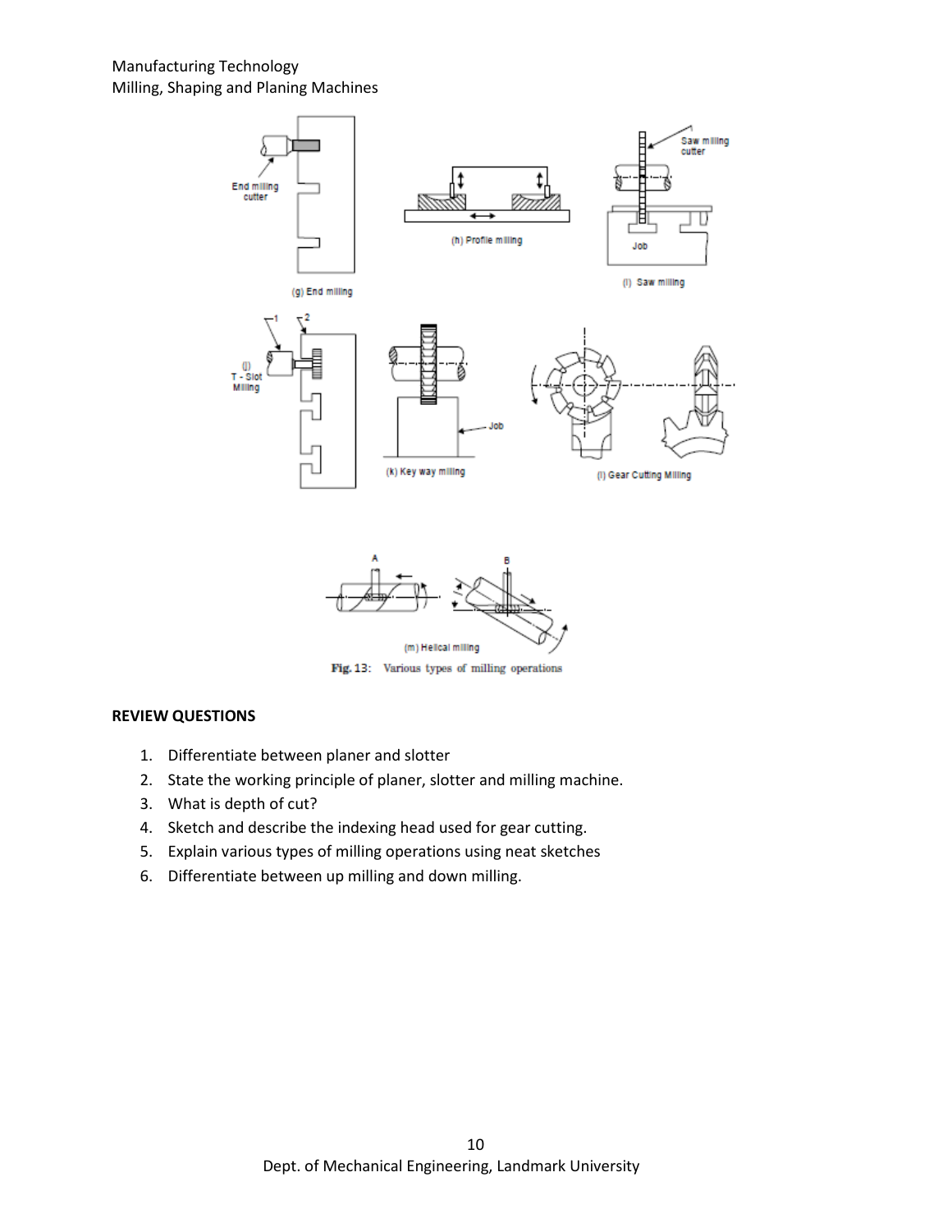Fig. 13: Various types of milling operations

**REVIEW QUESTIONS**

1. Differentiate between planer and slotter
2. State the working principle of planer, slotter and milling machine.
3. What is depth of cut?
4. Sketch and describe the indexing head used for gear cutting.
5. Explain various types of milling operations using neat sketches
6. Differentiate between up milling and down milling.